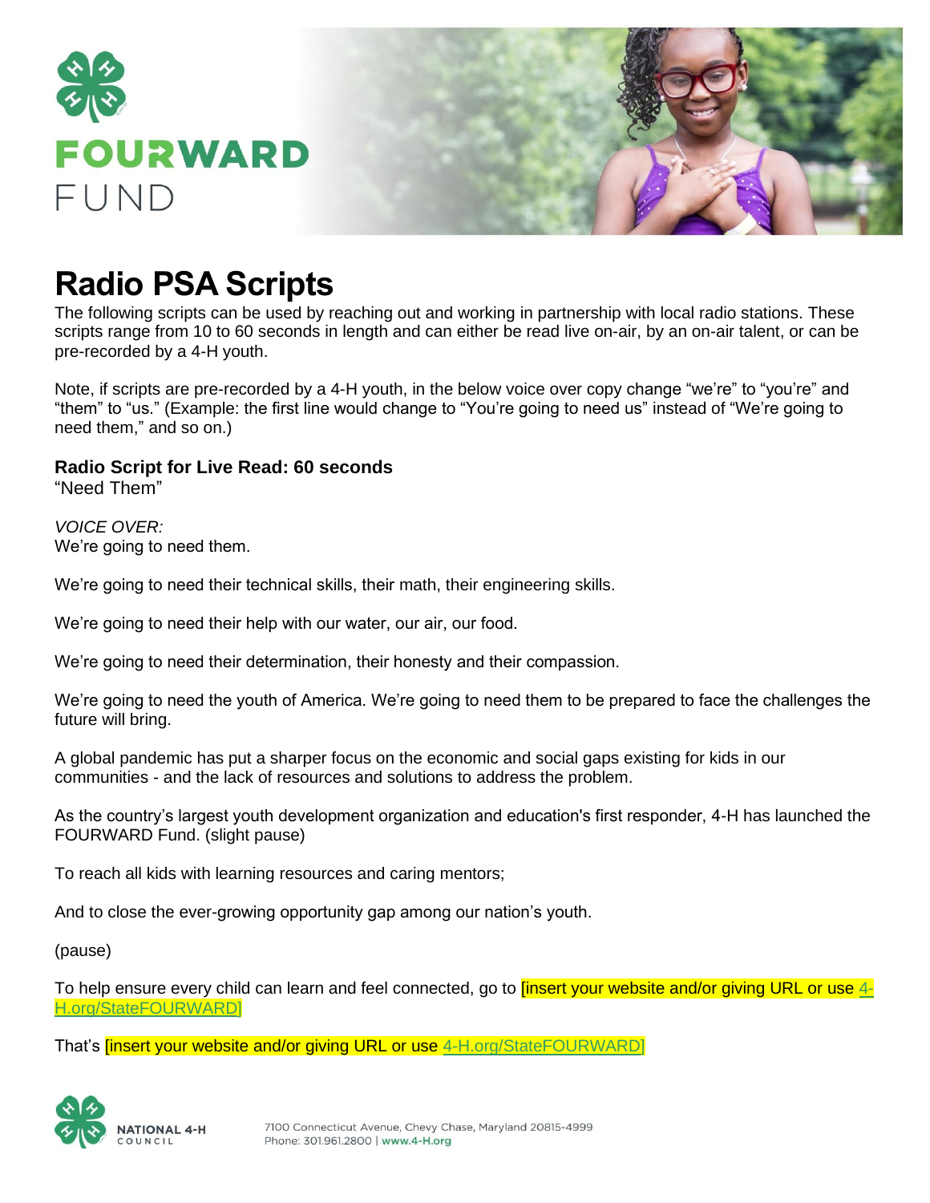FOURWARD FUND

# Radio PSA Scripts

The following scripts can be used by reaching out and working in partnership with local radio stations. These scripts range from 10 to 60 seconds in length and can either be read live on-air, by an on-air talent, or can be pre-recorded by a 4-H youth.

Note, if scripts are pre-recorded by a 4-H youth, in the below voice over copy change "we're" to "you're" and "them" to "us." (Example: the first line would change to "You're going to need us" instead of "We're going to need them," and so on.)

**Radio Script for Live Read: 60 seconds**
"Need Them"

*VOICE OVER:*
We're going to need them.

We're going to need their technical skills, their math, their engineering skills.

We're going to need their help with our water, our air, our food.

We're going to need their determination, their honesty and their compassion.

We're going to need the youth of America. We're going to need them to be prepared to face the challenges the future will bring.

A global pandemic has put a sharper focus on the economic and social gaps existing for kids in our communities - and the lack of resources and solutions to address the problem.

As the country's largest youth development organization and education's first responder, 4-H has launched the FOURWARD Fund. (slight pause)

To reach all kids with learning resources and caring mentors;

And to close the ever-growing opportunity gap among our nation's youth.

(pause)

To help ensure every child can learn and feel connected, go to [insert your website and/or giving URL or use 4-H.org/StateFOURWARD]

That's [insert your website and/or giving URL or use 4-H.org/StateFOURWARD]

NATIONAL 4-H COUNCIL
7100 Connecticut Avenue, Chevy Chase, Maryland 20815-4999
Phone: 301.961.2800 | www.4-H.org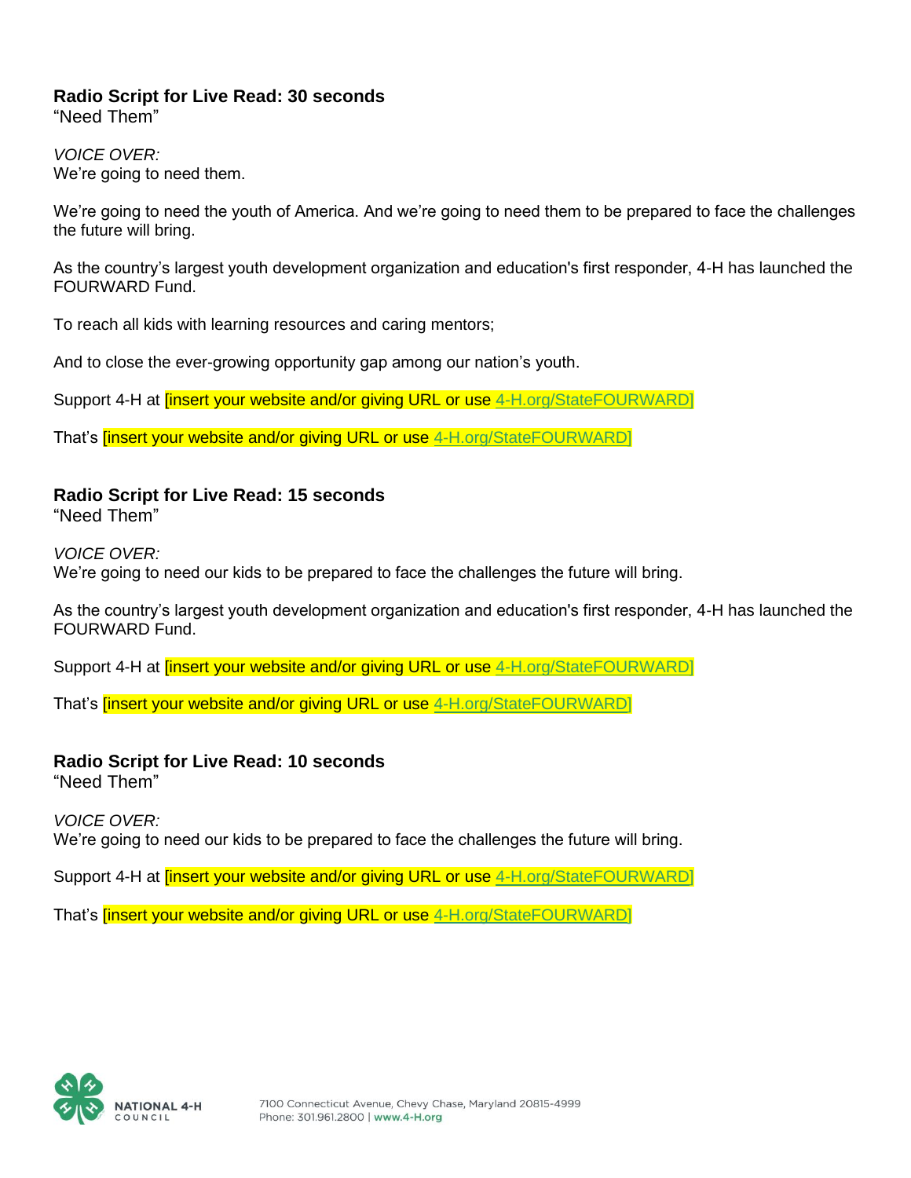**Radio Script for Live Read: 30 seconds**
"Need Them"

*VOICE OVER:*
We're going to need them.

We're going to need the youth of America. And we're going to need them to be prepared to face the challenges the future will bring.

As the country's largest youth development organization and education's first responder, 4-H has launched the FOURWARD Fund.

To reach all kids with learning resources and caring mentors;

And to close the ever-growing opportunity gap among our nation's youth.

Support 4-H at [insert your website and/or giving URL or use 4-H.org/StateFOURWARD]

That's [insert your website and/or giving URL or use 4-H.org/StateFOURWARD]

**Radio Script for Live Read: 15 seconds**
"Need Them"

*VOICE OVER:*
We're going to need our kids to be prepared to face the challenges the future will bring.

As the country's largest youth development organization and education's first responder, 4-H has launched the FOURWARD Fund.

Support 4-H at [insert your website and/or giving URL or use 4-H.org/StateFOURWARD]

That's [insert your website and/or giving URL or use 4-H.org/StateFOURWARD]

**Radio Script for Live Read: 10 seconds**
"Need Them"

*VOICE OVER:*
We're going to need our kids to be prepared to face the challenges the future will bring.

Support 4-H at [insert your website and/or giving URL or use 4-H.org/StateFOURWARD]

That's [insert your website and/or giving URL or use 4-H.org/StateFOURWARD]

NATIONAL 4-H COUNCIL

7100 Connecticut Avenue, Chevy Chase, Maryland 20815-4999
Phone: 301.961.2800 | www.4-H.org